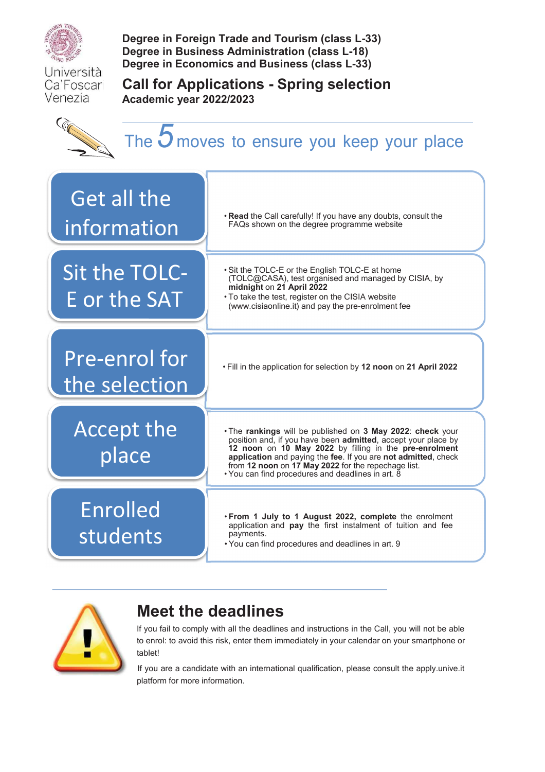Università Ca'Foscari Venezia

**Degree in Foreign Trade and Tourism (class L-33)**
**Degree in Business Administration (class L-18)**
**Degree in Economics and Business (class L-33)**

# Call for Applications - Spring selection

**Academic year 2022/2023**

## The 5 moves to ensure you keep your place

| Step | Details |
|---|---|
| Get all the information | • **Read** the Call carefully! If you have any doubts, consult the FAQs shown on the degree programme website |
| Sit the TOLC-E or the SAT | • Sit the TOLC-E or the English TOLC-E at home (TOLC@CASA), test organised and managed by CISIA, by **midnight** on **21 April 2022**<br>• To take the test, register on the CISIA website (www.cisiaonline.it) and pay the pre-enrolment fee |
| Pre-enrol for the selection | • Fill in the application for selection by **12 noon** on **21 April 2022** |
| Accept the place | • The **rankings** will be published on **3 May 2022**: **check** your position and, if you have been **admitted**, accept your place by **12 noon** on **10 May 2022** by filling in the **pre-enrolment application** and paying the **fee**. If you are **not admitted**, check from **12 noon** on **17 May 2022** for the repechage list.<br>• You can find procedures and deadlines in art. 8 |
| Enrolled students | • **From 1 July to 1 August 2022, complete** the enrolment application and **pay** the first instalment of tuition and fee payments.<br>• You can find procedures and deadlines in art. 9 |

## Meet the deadlines

If you fail to comply with all the deadlines and instructions in the Call, you will not be able to enrol: to avoid this risk, enter them immediately in your calendar on your smartphone or tablet!

If you are a candidate with an international qualification, please consult the apply.unive.it platform for more information.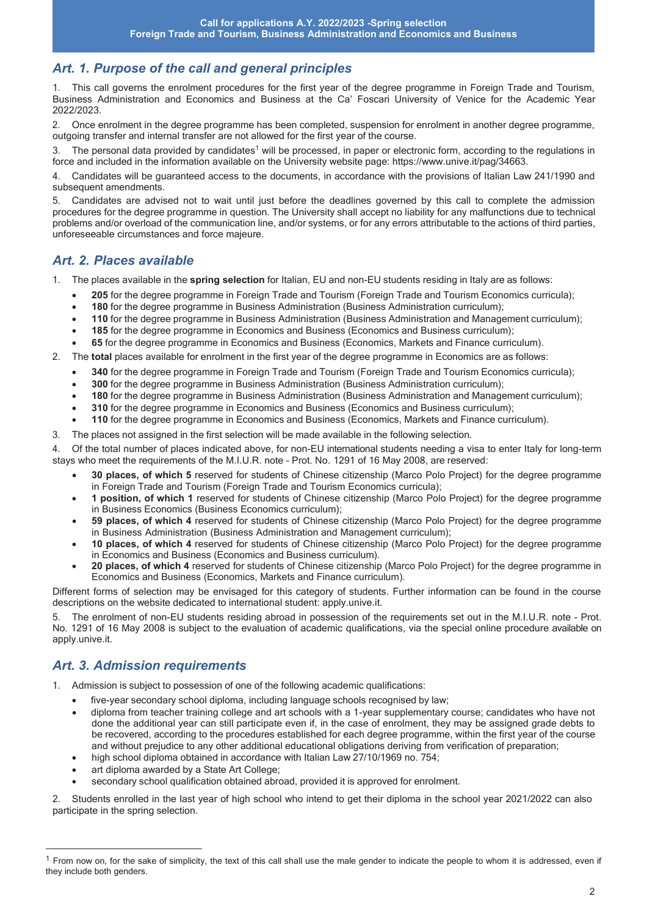## Art. 1. Purpose of the call and general principles

1. This call governs the enrolment procedures for the first year of the degree programme in Foreign Trade and Tourism, Business Administration and Economics and Business at the Ca' Foscari University of Venice for the Academic Year 2022/2023.

2. Once enrolment in the degree programme has been completed, suspension for enrolment in another degree programme, outgoing transfer and internal transfer are not allowed for the first year of the course.

3. The personal data provided by candidates[1] will be processed, in paper or electronic form, according to the regulations in force and included in the information available on the University website page: https://www.unive.it/pag/34663.

4. Candidates will be guaranteed access to the documents, in accordance with the provisions of Italian Law 241/1990 and subsequent amendments.

5. Candidates are advised not to wait until just before the deadlines governed by this call to complete the admission procedures for the degree programme in question. The University shall accept no liability for any malfunctions due to technical problems and/or overload of the communication line, and/or systems, or for any errors attributable to the actions of third parties, unforeseeable circumstances and force majeure.

## Art. 2. Places available

1. The places available in the **spring selection** for Italian, EU and non-EU students residing in Italy are as follows:
   - **205** for the degree programme in Foreign Trade and Tourism (Foreign Trade and Tourism Economics curricula);
   - **180** for the degree programme in Business Administration (Business Administration curriculum);
   - **110** for the degree programme in Business Administration (Business Administration and Management curriculum);
   - **185** for the degree programme in Economics and Business (Economics and Business curriculum);
   - **65** for the degree programme in Economics and Business (Economics, Markets and Finance curriculum).
2. The **total** places available for enrolment in the first year of the degree programme in Economics are as follows:
   - **340** for the degree programme in Foreign Trade and Tourism (Foreign Trade and Tourism Economics curricula);
   - **300** for the degree programme in Business Administration (Business Administration curriculum);
   - **180** for the degree programme in Business Administration (Business Administration and Management curriculum);
   - **310** for the degree programme in Economics and Business (Economics and Business curriculum);
   - **110** for the degree programme in Economics and Business (Economics, Markets and Finance curriculum).
3. The places not assigned in the first selection will be made available in the following selection.
4. Of the total number of places indicated above, for non-EU international students needing a visa to enter Italy for long-term stays who meet the requirements of the M.I.U.R. note – Prot. No. 1291 of 16 May 2008, are reserved:
   - **30 places, of which 5** reserved for students of Chinese citizenship (Marco Polo Project) for the degree programme in Foreign Trade and Tourism (Foreign Trade and Tourism Economics curricula);
   - **1 position, of which 1** reserved for students of Chinese citizenship (Marco Polo Project) for the degree programme in Business Economics (Business Economics curriculum);
   - **59 places, of which 4** reserved for students of Chinese citizenship (Marco Polo Project) for the degree programme in Business Administration (Business Administration and Management curriculum);
   - **10 places, of which 4** reserved for students of Chinese citizenship (Marco Polo Project) for the degree programme in Economics and Business (Economics and Business curriculum).
   - **20 places, of which 4** reserved for students of Chinese citizenship (Marco Polo Project) for the degree programme in Economics and Business (Economics, Markets and Finance curriculum).

Different forms of selection may be envisaged for this category of students. Further information can be found in the course descriptions on the website dedicated to international student: apply.unive.it.

5. The enrolment of non-EU students residing abroad in possession of the requirements set out in the M.I.U.R. note - Prot. No. 1291 of 16 May 2008 is subject to the evaluation of academic qualifications, via the special online procedure available on apply.unive.it.

## Art. 3. Admission requirements

1. Admission is subject to possession of one of the following academic qualifications:
   - five-year secondary school diploma, including language schools recognised by law;
   - diploma from teacher training college and art schools with a 1-year supplementary course; candidates who have not done the additional year can still participate even if, in the case of enrolment, they may be assigned grade debts to be recovered, according to the procedures established for each degree programme, within the first year of the course and without prejudice to any other additional educational obligations deriving from verification of preparation;
   - high school diploma obtained in accordance with Italian Law 27/10/1969 no. 754;
   - art diploma awarded by a State Art College;
   - secondary school qualification obtained abroad, provided it is approved for enrolment.

2. Students enrolled in the last year of high school who intend to get their diploma in the school year 2021/2022 can also participate in the spring selection.

---

[1] From now on, for the sake of simplicity, the text of this call shall use the male gender to indicate the people to whom it is addressed, even if they include both genders.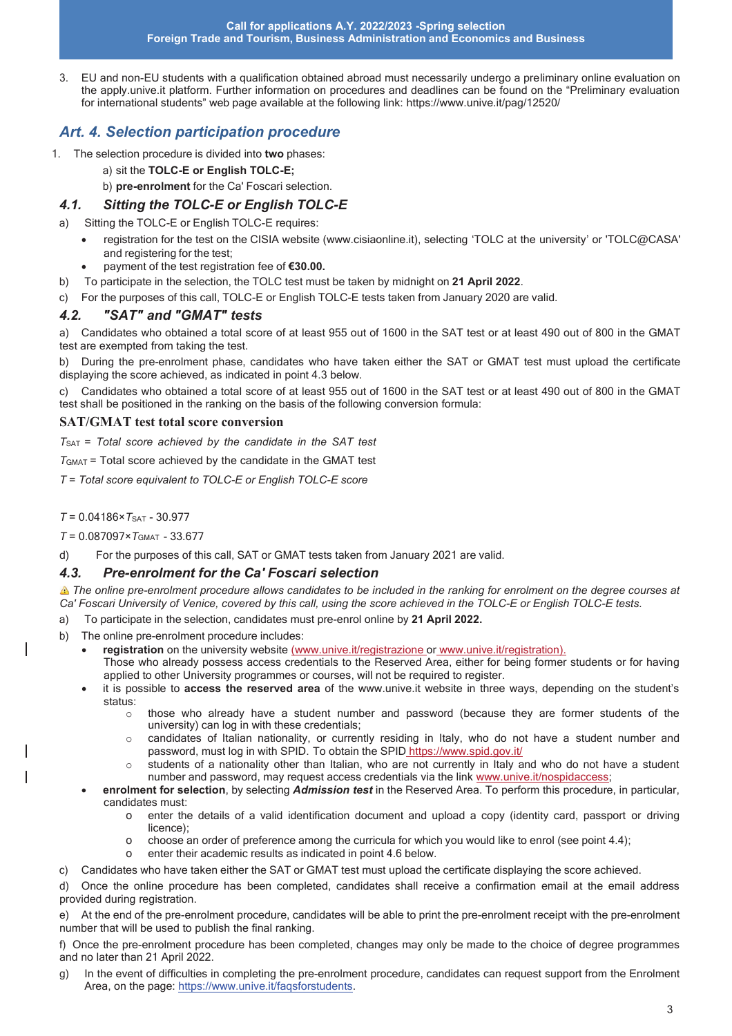3. EU and non-EU students with a qualification obtained abroad must necessarily undergo a preliminary online evaluation on the apply.unive.it platform. Further information on procedures and deadlines can be found on the "Preliminary evaluation for international students" web page available at the following link: https://www.unive.it/pag/12520/

## *Art. 4. Selection participation procedure*

1. The selection procedure is divided into **two** phases:
   a) sit the **TOLC-E or English TOLC-E;**
   b) **pre-enrolment** for the Ca' Foscari selection.

### *4.1. Sitting the TOLC-E or English TOLC-E*

a) Sitting the TOLC-E or English TOLC-E requires:
- registration for the test on the CISIA website (www.cisiaonline.it), selecting 'TOLC at the university' or 'TOLC@CASA' and registering for the test;
- payment of the test registration fee of **€30.00.**

b) To participate in the selection, the TOLC test must be taken by midnight on **21 April 2022**.

c) For the purposes of this call, TOLC-E or English TOLC-E tests taken from January 2020 are valid.

### *4.2. "SAT" and "GMAT" tests*

a) Candidates who obtained a total score of at least 955 out of 1600 in the SAT test or at least 490 out of 800 in the GMAT test are exempted from taking the test.

b) During the pre-enrolment phase, candidates who have taken either the SAT or GMAT test must upload the certificate displaying the score achieved, as indicated in point 4.3 below.

c) Candidates who obtained a total score of at least 955 out of 1600 in the SAT test or at least 490 out of 800 in the GMAT test shall be positioned in the ranking on the basis of the following conversion formula:

**SAT/GMAT test total score conversion**

*$T_{SAT}$ = Total score achieved by the candidate in the SAT test*

$T_{GMAT}$ = Total score achieved by the candidate in the GMAT test

*$T$ = Total score equivalent to TOLC-E or English TOLC-E score*

$T = 0.04186 \times T_{SAT} - 30.977$

$T = 0.087097 \times T_{GMAT} - 33.677$

d) For the purposes of this call, SAT or GMAT tests taken from January 2021 are valid.

### *4.3. Pre-enrolment for the Ca' Foscari selection*

⚠ *The online pre-enrolment procedure allows candidates to be included in the ranking for enrolment on the degree courses at Ca' Foscari University of Venice, covered by this call, using the score achieved in the TOLC-E or English TOLC-E tests.*

a) To participate in the selection, candidates must pre-enrol online by **21 April 2022.**

b) The online pre-enrolment procedure includes:
- **registration** on the university website (www.unive.it/registrazione or www.unive.it/registration). Those who already possess access credentials to the Reserved Area, either for being former students or for having applied to other University programmes or courses, will not be required to register.
- it is possible to **access the reserved area** of the www.unive.it website in three ways, depending on the student's status:
  - those who already have a student number and password (because they are former students of the university) can log in with these credentials;
  - candidates of Italian nationality, or currently residing in Italy, who do not have a student number and password, must log in with SPID. To obtain the SPID https://www.spid.gov.it/
  - students of a nationality other than Italian, who are not currently in Italy and who do not have a student number and password, may request access credentials via the link www.unive.it/nospidaccess;
- **enrolment for selection**, by selecting ***Admission test*** in the Reserved Area. To perform this procedure, in particular, candidates must:
  - enter the details of a valid identification document and upload a copy (identity card, passport or driving licence);
  - choose an order of preference among the curricula for which you would like to enrol (see point 4.4);
  - enter their academic results as indicated in point 4.6 below.

c) Candidates who have taken either the SAT or GMAT test must upload the certificate displaying the score achieved.

d) Once the online procedure has been completed, candidates shall receive a confirmation email at the email address provided during registration.

e) At the end of the pre-enrolment procedure, candidates will be able to print the pre-enrolment receipt with the pre-enrolment number that will be used to publish the final ranking.

f) Once the pre-enrolment procedure has been completed, changes may only be made to the choice of degree programmes and no later than 21 April 2022.

g) In the event of difficulties in completing the pre-enrolment procedure, candidates can request support from the Enrolment Area, on the page: https://www.unive.it/faqsforstudents.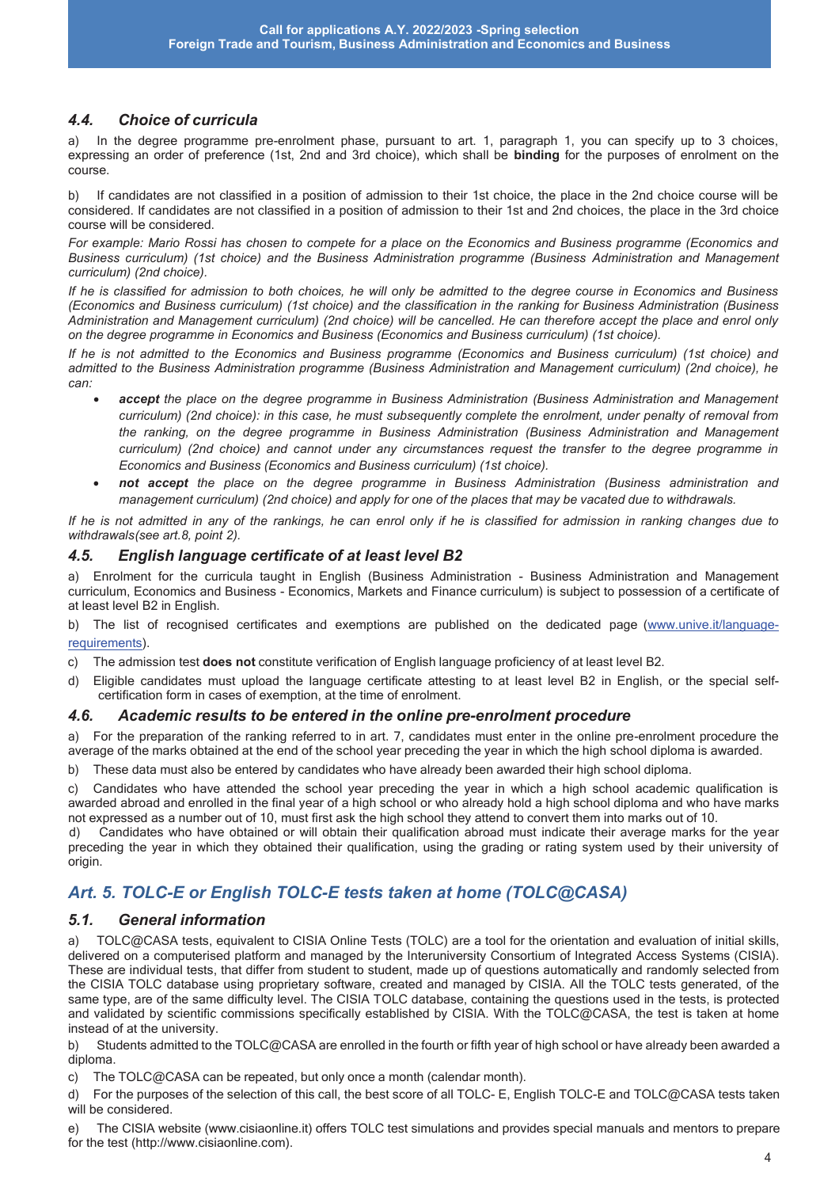### 4.4. Choice of curricula

a) In the degree programme pre-enrolment phase, pursuant to art. 1, paragraph 1, you can specify up to 3 choices, expressing an order of preference (1st, 2nd and 3rd choice), which shall be **binding** for the purposes of enrolment on the course.

b) If candidates are not classified in a position of admission to their 1st choice, the place in the 2nd choice course will be considered. If candidates are not classified in a position of admission to their 1st and 2nd choices, the place in the 3rd choice course will be considered.

*For example: Mario Rossi has chosen to compete for a place on the Economics and Business programme (Economics and Business curriculum) (1st choice) and the Business Administration programme (Business Administration and Management curriculum) (2nd choice).*

*If he is classified for admission to both choices, he will only be admitted to the degree course in Economics and Business (Economics and Business curriculum) (1st choice) and the classification in the ranking for Business Administration (Business Administration and Management curriculum) (2nd choice) will be cancelled. He can therefore accept the place and enrol only on the degree programme in Economics and Business (Economics and Business curriculum) (1st choice).*

*If he is not admitted to the Economics and Business programme (Economics and Business curriculum) (1st choice) and admitted to the Business Administration programme (Business Administration and Management curriculum) (2nd choice), he can:*

- ***accept** the place on the degree programme in Business Administration (Business Administration and Management curriculum) (2nd choice): in this case, he must subsequently complete the enrolment, under penalty of removal from the ranking, on the degree programme in Business Administration (Business Administration and Management curriculum) (2nd choice) and cannot under any circumstances request the transfer to the degree programme in Economics and Business (Economics and Business curriculum) (1st choice).*
- ***not accept** the place on the degree programme in Business Administration (Business administration and management curriculum) (2nd choice) and apply for one of the places that may be vacated due to withdrawals.*

*If he is not admitted in any of the rankings, he can enrol only if he is classified for admission in ranking changes due to withdrawals(see art.8, point 2).*

### 4.5. English language certificate of at least level B2

a) Enrolment for the curricula taught in English (Business Administration - Business Administration and Management curriculum, Economics and Business - Economics, Markets and Finance curriculum) is subject to possession of a certificate of at least level B2 in English.

b) The list of recognised certificates and exemptions are published on the dedicated page (www.unive.it/language-requirements).

c) The admission test **does not** constitute verification of English language proficiency of at least level B2.

d) Eligible candidates must upload the language certificate attesting to at least level B2 in English, or the special self-certification form in cases of exemption, at the time of enrolment.

### 4.6. Academic results to be entered in the online pre-enrolment procedure

a) For the preparation of the ranking referred to in art. 7, candidates must enter in the online pre-enrolment procedure the average of the marks obtained at the end of the school year preceding the year in which the high school diploma is awarded.

b) These data must also be entered by candidates who have already been awarded their high school diploma.

c) Candidates who have attended the school year preceding the year in which a high school academic qualification is awarded abroad and enrolled in the final year of a high school or who already hold a high school diploma and who have marks not expressed as a number out of 10, must first ask the high school they attend to convert them into marks out of 10.

d) Candidates who have obtained or will obtain their qualification abroad must indicate their average marks for the year preceding the year in which they obtained their qualification, using the grading or rating system used by their university of origin.

## Art. 5. TOLC-E or English TOLC-E tests taken at home (TOLC@CASA)

### 5.1. General information

a) TOLC@CASA tests, equivalent to CISIA Online Tests (TOLC) are a tool for the orientation and evaluation of initial skills, delivered on a computerised platform and managed by the Interuniversity Consortium of Integrated Access Systems (CISIA). These are individual tests, that differ from student to student, made up of questions automatically and randomly selected from the CISIA TOLC database using proprietary software, created and managed by CISIA. All the TOLC tests generated, of the same type, are of the same difficulty level. The CISIA TOLC database, containing the questions used in the tests, is protected and validated by scientific commissions specifically established by CISIA. With the TOLC@CASA, the test is taken at home instead of at the university.

b) Students admitted to the TOLC@CASA are enrolled in the fourth or fifth year of high school or have already been awarded a diploma.

c) The TOLC@CASA can be repeated, but only once a month (calendar month).

d) For the purposes of the selection of this call, the best score of all TOLC- E, English TOLC-E and TOLC@CASA tests taken will be considered.

e) The CISIA website (www.cisiaonline.it) offers TOLC test simulations and provides special manuals and mentors to prepare for the test (http://www.cisiaonline.com).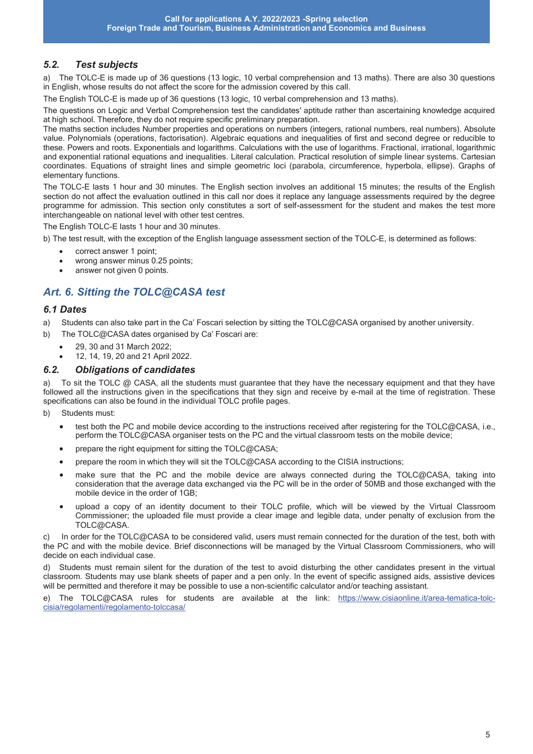### 5.2. Test subjects

a) The TOLC-E is made up of 36 questions (13 logic, 10 verbal comprehension and 13 maths). There are also 30 questions in English, whose results do not affect the score for the admission covered by this call.

The English TOLC-E is made up of 36 questions (13 logic, 10 verbal comprehension and 13 maths).

The questions on Logic and Verbal Comprehension test the candidates' aptitude rather than ascertaining knowledge acquired at high school. Therefore, they do not require specific preliminary preparation.

The maths section includes Number properties and operations on numbers (integers, rational numbers, real numbers). Absolute value. Polynomials (operations, factorisation). Algebraic equations and inequalities of first and second degree or reducible to these. Powers and roots. Exponentials and logarithms. Calculations with the use of logarithms. Fractional, irrational, logarithmic and exponential rational equations and inequalities. Literal calculation. Practical resolution of simple linear systems. Cartesian coordinates. Equations of straight lines and simple geometric loci (parabola, circumference, hyperbola, ellipse). Graphs of elementary functions.

The TOLC-E lasts 1 hour and 30 minutes. The English section involves an additional 15 minutes; the results of the English section do not affect the evaluation outlined in this call nor does it replace any language assessments required by the degree programme for admission. This section only constitutes a sort of self-assessment for the student and makes the test more interchangeable on national level with other test centres.

The English TOLC-E lasts 1 hour and 30 minutes.

b) The test result, with the exception of the English language assessment section of the TOLC-E, is determined as follows:

- correct answer 1 point;
- wrong answer minus 0.25 points;
- answer not given 0 points.

## Art. 6. Sitting the TOLC@CASA test

### 6.1 Dates

a) Students can also take part in the Ca' Foscari selection by sitting the TOLC@CASA organised by another university.

b) The TOLC@CASA dates organised by Ca' Foscari are:

- 29, 30 and 31 March 2022;
- 12, 14, 19, 20 and 21 April 2022.

### 6.2. Obligations of candidates

a) To sit the TOLC @ CASA, all the students must guarantee that they have the necessary equipment and that they have followed all the instructions given in the specifications that they sign and receive by e-mail at the time of registration. These specifications can also be found in the individual TOLC profile pages.

b) Students must:

- test both the PC and mobile device according to the instructions received after registering for the TOLC@CASA, i.e., perform the TOLC@CASA organiser tests on the PC and the virtual classroom tests on the mobile device;
- prepare the right equipment for sitting the TOLC@CASA;
- prepare the room in which they will sit the TOLC@CASA according to the CISIA instructions;
- make sure that the PC and the mobile device are always connected during the TOLC@CASA, taking into consideration that the average data exchanged via the PC will be in the order of 50MB and those exchanged with the mobile device in the order of 1GB;
- upload a copy of an identity document to their TOLC profile, which will be viewed by the Virtual Classroom Commissioner; the uploaded file must provide a clear image and legible data, under penalty of exclusion from the TOLC@CASA.

c) In order for the TOLC@CASA to be considered valid, users must remain connected for the duration of the test, both with the PC and with the mobile device. Brief disconnections will be managed by the Virtual Classroom Commissioners, who will decide on each individual case.

d) Students must remain silent for the duration of the test to avoid disturbing the other candidates present in the virtual classroom. Students may use blank sheets of paper and a pen only. In the event of specific assigned aids, assistive devices will be permitted and therefore it may be possible to use a non-scientific calculator and/or teaching assistant.

e) The TOLC@CASA rules for students are available at the link: [https://www.cisiaonline.it/area-tematica-tolc-cisia/regolamenti/regolamento-tolccasa/](https://www.cisiaonline.it/area-tematica-tolc-cisia/regolamenti/regolamento-tolccasa/)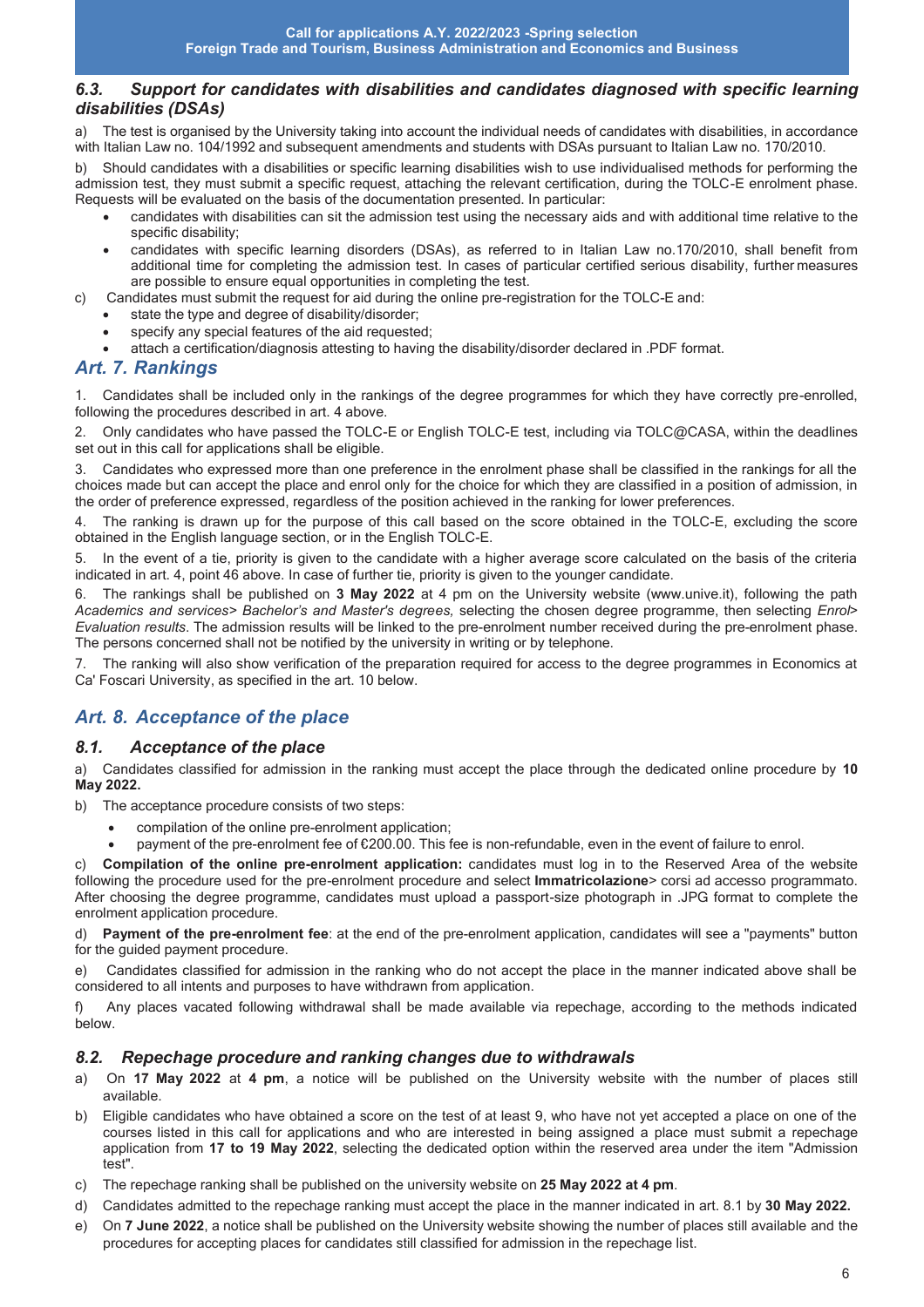### 6.3. *Support for candidates with disabilities and candidates diagnosed with specific learning disabilities (DSAs)*

a) The test is organised by the University taking into account the individual needs of candidates with disabilities, in accordance with Italian Law no. 104/1992 and subsequent amendments and students with DSAs pursuant to Italian Law no. 170/2010.

b) Should candidates with a disabilities or specific learning disabilities wish to use individualised methods for performing the admission test, they must submit a specific request, attaching the relevant certification, during the TOLC-E enrolment phase. Requests will be evaluated on the basis of the documentation presented. In particular:

- candidates with disabilities can sit the admission test using the necessary aids and with additional time relative to the specific disability;
- candidates with specific learning disorders (DSAs), as referred to in Italian Law no.170/2010, shall benefit from additional time for completing the admission test. In cases of particular certified serious disability, further measures are possible to ensure equal opportunities in completing the test.

c) Candidates must submit the request for aid during the online pre-registration for the TOLC-E and:

- state the type and degree of disability/disorder;
- specify any special features of the aid requested;
- attach a certification/diagnosis attesting to having the disability/disorder declared in .PDF format.

## Art. 7. Rankings

1. Candidates shall be included only in the rankings of the degree programmes for which they have correctly pre-enrolled, following the procedures described in art. 4 above.
2. Only candidates who have passed the TOLC-E or English TOLC-E test, including via TOLC@CASA, within the deadlines set out in this call for applications shall be eligible.
3. Candidates who expressed more than one preference in the enrolment phase shall be classified in the rankings for all the choices made but can accept the place and enrol only for the choice for which they are classified in a position of admission, in the order of preference expressed, regardless of the position achieved in the ranking for lower preferences.
4. The ranking is drawn up for the purpose of this call based on the score obtained in the TOLC-E, excluding the score obtained in the English language section, or in the English TOLC-E.
5. In the event of a tie, priority is given to the candidate with a higher average score calculated on the basis of the criteria indicated in art. 4, point 46 above. In case of further tie, priority is given to the younger candidate.
6. The rankings shall be published on **3 May 2022** at 4 pm on the University website (www.unive.it), following the path *Academics and services> Bachelor's and Master's degrees,* selecting the chosen degree programme, then selecting *Enrol> Evaluation results*. The admission results will be linked to the pre-enrolment number received during the pre-enrolment phase. The persons concerned shall not be notified by the university in writing or by telephone.
7. The ranking will also show verification of the preparation required for access to the degree programmes in Economics at Ca' Foscari University, as specified in the art. 10 below.

## Art. 8. Acceptance of the place

### 8.1. *Acceptance of the place*

a) Candidates classified for admission in the ranking must accept the place through the dedicated online procedure by **10 May 2022.**

b) The acceptance procedure consists of two steps:

- compilation of the online pre-enrolment application;
- payment of the pre-enrolment fee of €200.00. This fee is non-refundable, even in the event of failure to enrol.

c) **Compilation of the online pre-enrolment application:** candidates must log in to the Reserved Area of the website following the procedure used for the pre-enrolment procedure and select **Immatricolazione**> corsi ad accesso programmato. After choosing the degree programme, candidates must upload a passport-size photograph in .JPG format to complete the enrolment application procedure.

d) **Payment of the pre-enrolment fee**: at the end of the pre-enrolment application, candidates will see a "payments" button for the guided payment procedure.

e) Candidates classified for admission in the ranking who do not accept the place in the manner indicated above shall be considered to all intents and purposes to have withdrawn from application.

f) Any places vacated following withdrawal shall be made available via repechage, according to the methods indicated below.

### 8.2. *Repechage procedure and ranking changes due to withdrawals*

a) On **17 May 2022** at **4 pm**, a notice will be published on the University website with the number of places still available.

b) Eligible candidates who have obtained a score on the test of at least 9, who have not yet accepted a place on one of the courses listed in this call for applications and who are interested in being assigned a place must submit a repechage application from **17 to 19 May 2022**, selecting the dedicated option within the reserved area under the item "Admission test".

c) The repechage ranking shall be published on the university website on **25 May 2022 at 4 pm**.

d) Candidates admitted to the repechage ranking must accept the place in the manner indicated in art. 8.1 by **30 May 2022.**

e) On **7 June 2022**, a notice shall be published on the University website showing the number of places still available and the procedures for accepting places for candidates still classified for admission in the repechage list.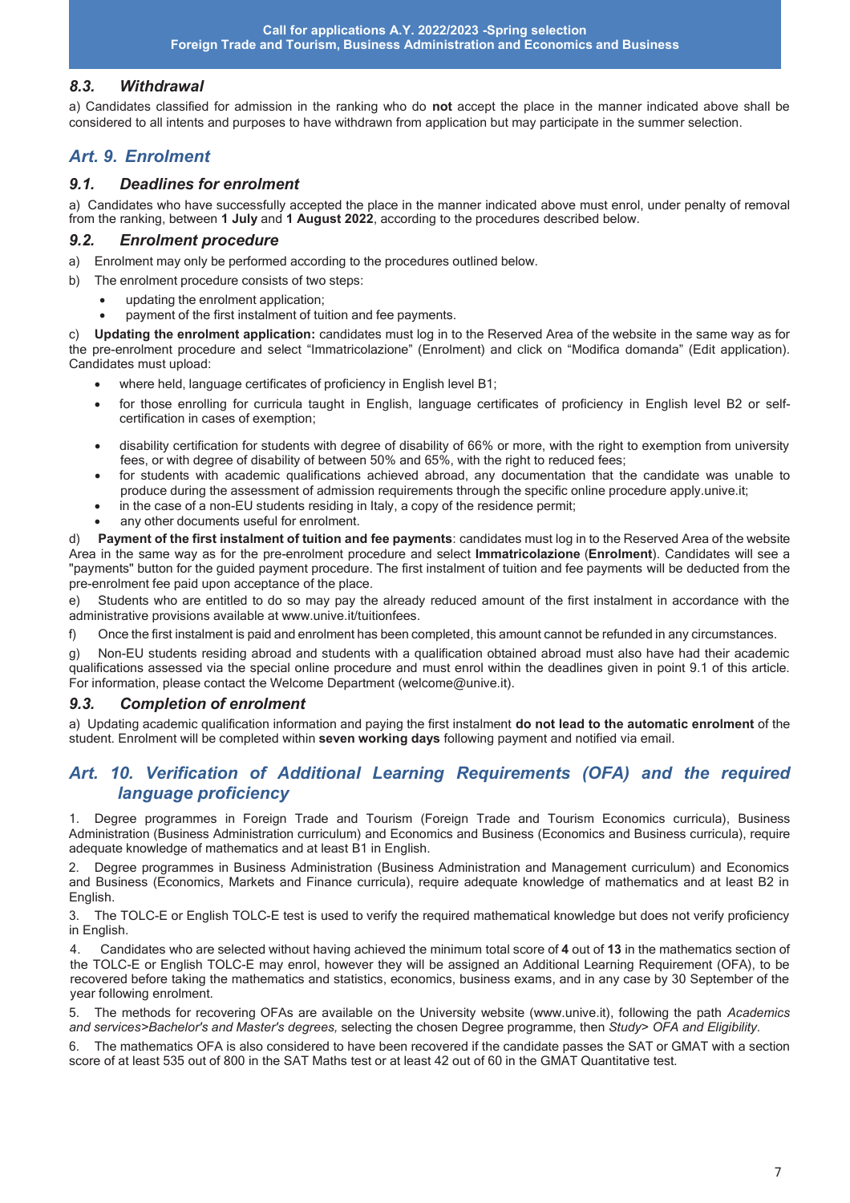### 8.3. Withdrawal

a) Candidates classified for admission in the ranking who do **not** accept the place in the manner indicated above shall be considered to all intents and purposes to have withdrawn from application but may participate in the summer selection.

## Art. 9. Enrolment

### 9.1. Deadlines for enrolment

a) Candidates who have successfully accepted the place in the manner indicated above must enrol, under penalty of removal from the ranking, between **1 July** and **1 August 2022**, according to the procedures described below.

### 9.2. Enrolment procedure

a) Enrolment may only be performed according to the procedures outlined below.

b) The enrolment procedure consists of two steps:

- updating the enrolment application;
- payment of the first instalment of tuition and fee payments.

c) **Updating the enrolment application:** candidates must log in to the Reserved Area of the website in the same way as for the pre-enrolment procedure and select "Immatricolazione" (Enrolment) and click on "Modifica domanda" (Edit application). Candidates must upload:

- where held, language certificates of proficiency in English level B1;
- for those enrolling for curricula taught in English, language certificates of proficiency in English level B2 or self-certification in cases of exemption;
- disability certification for students with degree of disability of 66% or more, with the right to exemption from university fees, or with degree of disability of between 50% and 65%, with the right to reduced fees;
- for students with academic qualifications achieved abroad, any documentation that the candidate was unable to produce during the assessment of admission requirements through the specific online procedure apply.unive.it;
- in the case of a non-EU students residing in Italy, a copy of the residence permit;
- any other documents useful for enrolment.

d) **Payment of the first instalment of tuition and fee payments**: candidates must log in to the Reserved Area of the website Area in the same way as for the pre-enrolment procedure and select **Immatricolazione** (**Enrolment**). Candidates will see a "payments" button for the guided payment procedure. The first instalment of tuition and fee payments will be deducted from the pre-enrolment fee paid upon acceptance of the place.

e) Students who are entitled to do so may pay the already reduced amount of the first instalment in accordance with the administrative provisions available at www.unive.it/tuitionfees.

f) Once the first instalment is paid and enrolment has been completed, this amount cannot be refunded in any circumstances.

g) Non-EU students residing abroad and students with a qualification obtained abroad must also have had their academic qualifications assessed via the special online procedure and must enrol within the deadlines given in point 9.1 of this article. For information, please contact the Welcome Department (welcome@unive.it).

### 9.3. Completion of enrolment

a) Updating academic qualification information and paying the first instalment **do not lead to the automatic enrolment** of the student. Enrolment will be completed within **seven working days** following payment and notified via email.

## Art. 10. Verification of Additional Learning Requirements (OFA) and the required language proficiency

1. Degree programmes in Foreign Trade and Tourism (Foreign Trade and Tourism Economics curricula), Business Administration (Business Administration curriculum) and Economics and Business (Economics and Business curricula), require adequate knowledge of mathematics and at least B1 in English.

2. Degree programmes in Business Administration (Business Administration and Management curriculum) and Economics and Business (Economics, Markets and Finance curricula), require adequate knowledge of mathematics and at least B2 in English.

3. The TOLC-E or English TOLC-E test is used to verify the required mathematical knowledge but does not verify proficiency in English.

4. Candidates who are selected without having achieved the minimum total score of **4** out of **13** in the mathematics section of the TOLC-E or English TOLC-E may enrol, however they will be assigned an Additional Learning Requirement (OFA), to be recovered before taking the mathematics and statistics, economics, business exams, and in any case by 30 September of the year following enrolment.

5. The methods for recovering OFAs are available on the University website (www.unive.it), following the path *Academics and services>Bachelor's and Master's degrees,* selecting the chosen Degree programme, then *Study> OFA and Eligibility*.

6. The mathematics OFA is also considered to have been recovered if the candidate passes the SAT or GMAT with a section score of at least 535 out of 800 in the SAT Maths test or at least 42 out of 60 in the GMAT Quantitative test.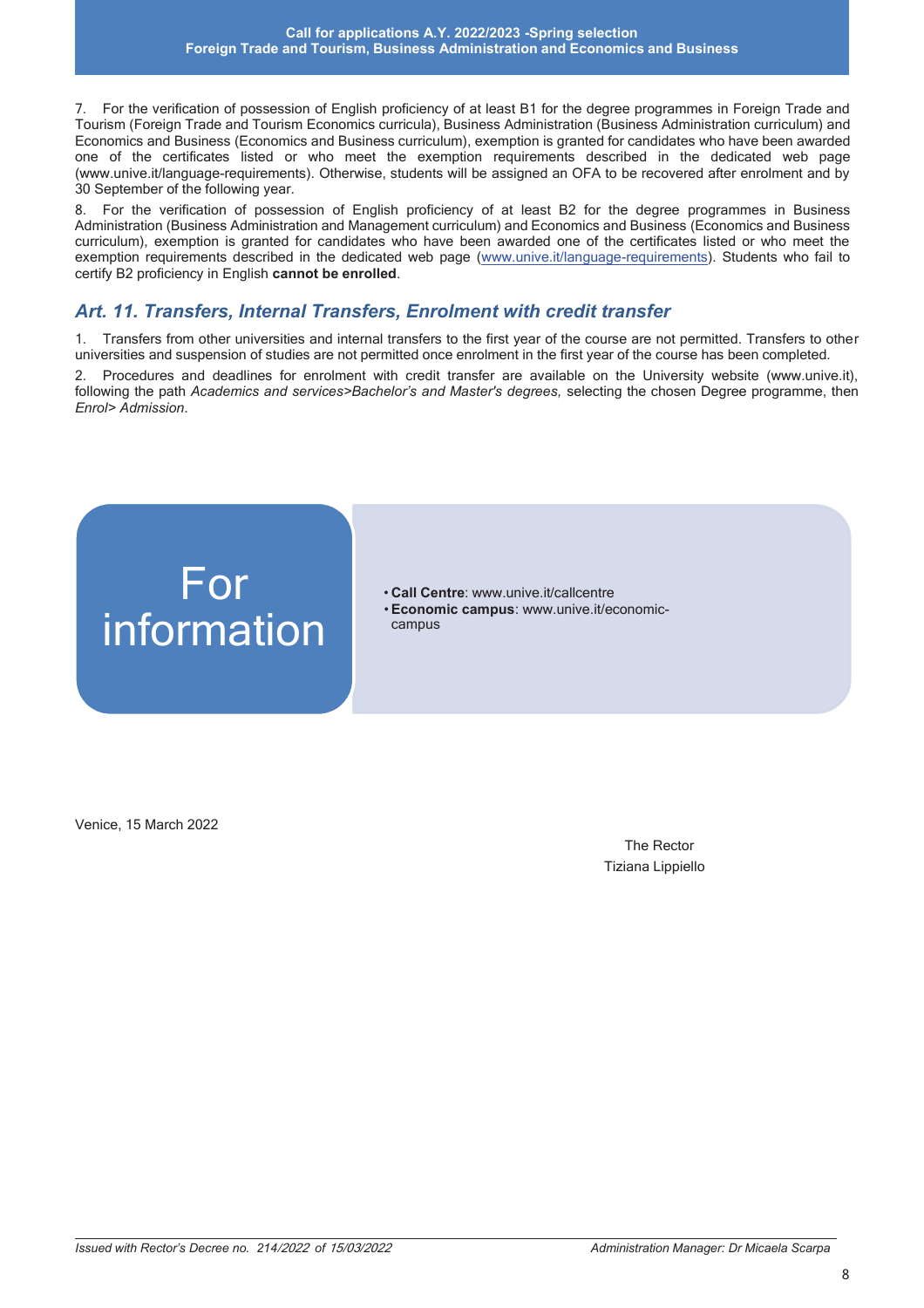7. For the verification of possession of English proficiency of at least B1 for the degree programmes in Foreign Trade and Tourism (Foreign Trade and Tourism Economics curricula), Business Administration (Business Administration curriculum) and Economics and Business (Economics and Business curriculum), exemption is granted for candidates who have been awarded one of the certificates listed or who meet the exemption requirements described in the dedicated web page (www.unive.it/language-requirements). Otherwise, students will be assigned an OFA to be recovered after enrolment and by 30 September of the following year.

8. For the verification of possession of English proficiency of at least B2 for the degree programmes in Business Administration (Business Administration and Management curriculum) and Economics and Business (Economics and Business curriculum), exemption is granted for candidates who have been awarded one of the certificates listed or who meet the exemption requirements described in the dedicated web page (www.unive.it/language-requirements). Students who fail to certify B2 proficiency in English **cannot be enrolled**.

## *Art. 11. Transfers, Internal Transfers, Enrolment with credit transfer*

1. Transfers from other universities and internal transfers to the first year of the course are not permitted. Transfers to other universities and suspension of studies are not permitted once enrolment in the first year of the course has been completed.

2. Procedures and deadlines for enrolment with credit transfer are available on the University website (www.unive.it), following the path *Academics and services>Bachelor's and Master's degrees,* selecting the chosen Degree programme, then *Enrol> Admission*.

**For information**

- **Call Centre**: www.unive.it/callcentre
- **Economic campus**: www.unive.it/economic-campus

Venice, 15 March 2022

The Rector
Tiziana Lippiello

*Issued with Rector's Decree no. 214/2022 of 15/03/2022* *Administration Manager: Dr Micaela Scarpa*